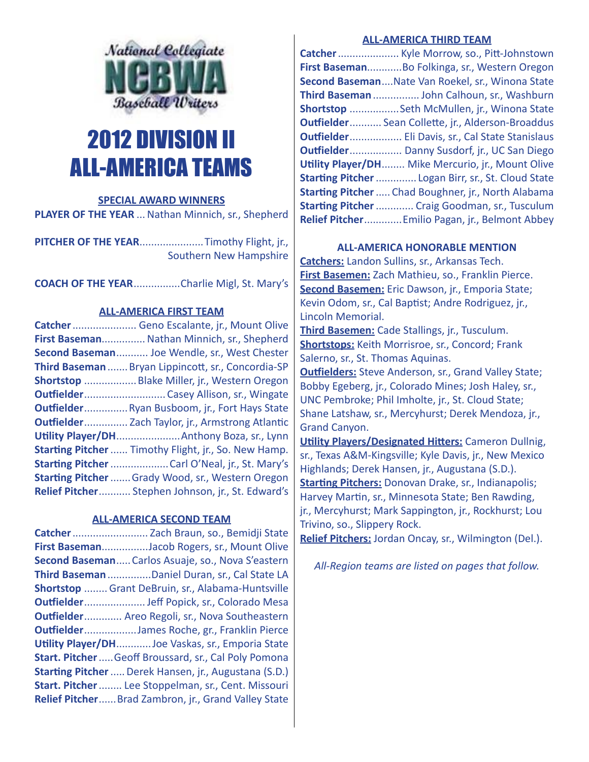National Collegiate NCBWA Baseball Writers

# 2012 DIVISION II ALL-AMERICA TEAMS

## SPECIAL AWARD WINNERS

**PLAYER OF THE YEAR** ... Nathan Minnich, sr., Shepherd

**PITCHER OF THE YEAR**..................... Timothy Flight, jr., Southern New Hampshire

**COACH OF THE YEAR**................Charlie Migl, St. Mary's

## ALL-AMERICA FIRST TEAM

**Catcher** ...................... Geno Escalante, jr., Mount Olive
**First Baseman**............... Nathan Minnich, sr., Shepherd
**Second Baseman**........... Joe Wendle, sr., West Chester
**Third Baseman** ....... Bryan Lippincott, sr., Concordia-SP
**Shortstop** .................. Blake Miller, jr., Western Oregon
**Outfielder**............................ Casey Allison, sr., Wingate
**Outfielder**............... Ryan Busboom, jr., Fort Hays State
**Outfielder**............... Zach Taylor, jr., Armstrong Atlantic
**Utility Player/DH**...................... Anthony Boza, sr., Lynn
**Starting Pitcher** ...... Timothy Flight, jr., So. New Hamp.
**Starting Pitcher** .................... Carl O'Neal, jr., St. Mary's
**Starting Pitcher** ....... Grady Wood, sr., Western Oregon
**Relief Pitcher**........... Stephen Johnson, jr., St. Edward's

## ALL-AMERICA SECOND TEAM

**Catcher** .......................... Zach Braun, so., Bemidji State
**First Baseman**................Jacob Rogers, sr., Mount Olive
**Second Baseman**..... Carlos Asuaje, so., Nova S'eastern
**Third Baseman** ...............Daniel Duran, sr., Cal State LA
**Shortstop** ........ Grant DeBruin, sr., Alabama-Huntsville
**Outfielder**..................... Jeff Popick, sr., Colorado Mesa
**Outfielder**............. Areo Regoli, sr., Nova Southeastern
**Outfielder**..................James Roche, gr., Franklin Pierce
**Utility Player/DH**............Joe Vaskas, sr., Emporia State
**Start. Pitcher** ..... Geoff Broussard, sr., Cal Poly Pomona
**Starting Pitcher** ..... Derek Hansen, jr., Augustana (S.D.)
**Start. Pitcher** ........ Lee Stoppelman, sr., Cent. Missouri
**Relief Pitcher**...... Brad Zambron, jr., Grand Valley State

## ALL-AMERICA THIRD TEAM

**Catcher** ..................... Kyle Morrow, so., Pitt-Johnstown
**First Baseman**............Bo Folkinga, sr., Western Oregon
**Second Baseman**....Nate Van Roekel, sr., Winona State
**Third Baseman** ................ John Calhoun, sr., Washburn
**Shortstop** .................Seth McMullen, jr., Winona State
**Outfielder**........... Sean Collette, jr., Alderson-Broaddus
**Outfielder**.................. Eli Davis, sr., Cal State Stanislaus
**Outfielder**.................. Danny Susdorf, jr., UC San Diego
**Utility Player/DH**........ Mike Mercurio, jr., Mount Olive
**Starting Pitcher** .............. Logan Birr, sr., St. Cloud State
**Starting Pitcher** ..... Chad Boughner, jr., North Alabama
**Starting Pitcher** ............. Craig Goodman, sr., Tusculum
**Relief Pitcher**.............Emilio Pagan, jr., Belmont Abbey

## ALL-AMERICA HONORABLE MENTION

**Catchers:** Landon Sullins, sr., Arkansas Tech.
**First Basemen:** Zach Mathieu, so., Franklin Pierce.
**Second Basemen:** Eric Dawson, jr., Emporia State; Kevin Odom, sr., Cal Baptist; Andre Rodriguez, jr., Lincoln Memorial.
**Third Basemen:** Cade Stallings, jr., Tusculum.
**Shortstops:** Keith Morrisroe, sr., Concord; Frank Salerno, sr., St. Thomas Aquinas.
**Outfielders:** Steve Anderson, sr., Grand Valley State; Bobby Egeberg, jr., Colorado Mines; Josh Haley, sr., UNC Pembroke; Phil Imholte, jr., St. Cloud State; Shane Latshaw, sr., Mercyhurst; Derek Mendoza, jr., Grand Canyon.
**Utility Players/Designated Hitters:** Cameron Dullnig, sr., Texas A&M-Kingsville; Kyle Davis, jr., New Mexico Highlands; Derek Hansen, jr., Augustana (S.D.).
**Starting Pitchers:** Donovan Drake, sr., Indianapolis; Harvey Martin, sr., Minnesota State; Ben Rawding, jr., Mercyhurst; Mark Sappington, jr., Rockhurst; Lou Trivino, so., Slippery Rock.
**Relief Pitchers:** Jordan Oncay, sr., Wilmington (Del.).

*All-Region teams are listed on pages that follow.*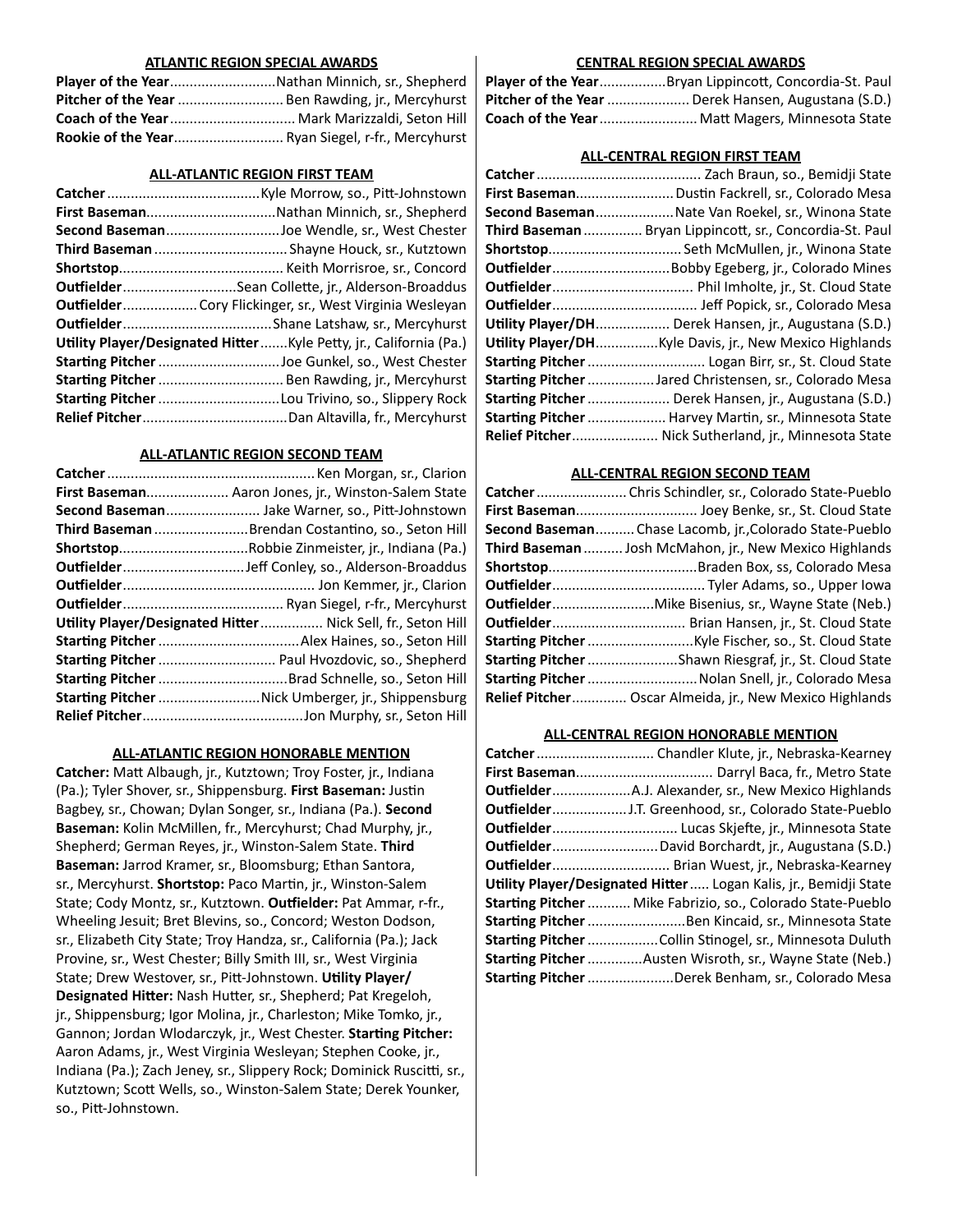## ATLANTIC REGION SPECIAL AWARDS

**Player of the Year**...........................Nathan Minnich, sr., Shepherd
**Pitcher of the Year**........................... Ben Rawding, jr., Mercyhurst
**Coach of the Year**................................ Mark Marizzaldi, Seton Hill
**Rookie of the Year**............................ Ryan Siegel, r-fr., Mercyhurst

## ALL-ATLANTIC REGION FIRST TEAM

**Catcher**.......................................Kyle Morrow, so., Pitt-Johnstown
**First Baseman**.................................Nathan Minnich, sr., Shepherd
**Second Baseman**.............................Joe Wendle, sr., West Chester
**Third Baseman**.................................. Shayne Houck, sr., Kutztown
**Shortstop**.......................................... Keith Morrisroe, sr., Concord
**Outfielder**.............................Sean Collette, jr., Alderson-Broaddus
**Outfielder**................... Cory Flickinger, sr., West Virginia Wesleyan
**Outfielder**......................................Shane Latshaw, sr., Mercyhurst
**Utility Player/Designated Hitter**.......Kyle Petty, jr., California (Pa.)
**Starting Pitcher**...............................Joe Gunkel, so., West Chester
**Starting Pitcher**................................ Ben Rawding, jr., Mercyhurst
**Starting Pitcher**...............................Lou Trivino, so., Slippery Rock
**Relief Pitcher**.....................................Dan Altavilla, fr., Mercyhurst

## ALL-ATLANTIC REGION SECOND TEAM

**Catcher**.....................................................Ken Morgan, sr., Clarion
**First Baseman**..................... Aaron Jones, jr., Winston-Salem State
**Second Baseman**........................ Jake Warner, so., Pitt-Johnstown
**Third Baseman**........................Brendan Costantino, so., Seton Hill
**Shortstop**.................................Robbie Zinmeister, jr., Indiana (Pa.)
**Outfielder**...............................Jeff Conley, so., Alderson-Broaddus
**Outfielder**................................................ Jon Kemmer, jr., Clarion
**Outfielder**......................................... Ryan Siegel, r-fr., Mercyhurst
**Utility Player/Designated Hitter**................ Nick Sell, fr., Seton Hill
**Starting Pitcher**....................................Alex Haines, so., Seton Hill
**Starting Pitcher**.............................. Paul Hvozdovic, so., Shepherd
**Starting Pitcher**.................................Brad Schnelle, so., Seton Hill
**Starting Pitcher**..........................Nick Umberger, jr., Shippensburg
**Relief Pitcher**.........................................Jon Murphy, sr., Seton Hill

## ALL-ATLANTIC REGION HONORABLE MENTION

**Catcher:** Matt Albaugh, jr., Kutztown; Troy Foster, jr., Indiana (Pa.); Tyler Shover, sr., Shippensburg. **First Baseman:** Justin Bagbey, sr., Chowan; Dylan Songer, sr., Indiana (Pa.). **Second Baseman:** Kolin McMillen, fr., Mercyhurst; Chad Murphy, jr., Shepherd; German Reyes, jr., Winston-Salem State. **Third Baseman:** Jarrod Kramer, sr., Bloomsburg; Ethan Santora, sr., Mercyhurst. **Shortstop:** Paco Martin, jr., Winston-Salem State; Cody Montz, sr., Kutztown. **Outfielder:** Pat Ammar, r-fr., Wheeling Jesuit; Bret Blevins, so., Concord; Weston Dodson, sr., Elizabeth City State; Troy Handza, sr., California (Pa.); Jack Provine, sr., West Chester; Billy Smith III, sr., West Virginia State; Drew Westover, sr., Pitt-Johnstown. **Utility Player/Designated Hitter:** Nash Hutter, sr., Shepherd; Pat Kregeloh, jr., Shippensburg; Igor Molina, jr., Charleston; Mike Tomko, jr., Gannon; Jordan Wlodarczyk, jr., West Chester. **Starting Pitcher:** Aaron Adams, jr., West Virginia Wesleyan; Stephen Cooke, jr., Indiana (Pa.); Zach Jeney, sr., Slippery Rock; Dominick Ruscitti, sr., Kutztown; Scott Wells, so., Winston-Salem State; Derek Younker, so., Pitt-Johnstown.

## CENTRAL REGION SPECIAL AWARDS

**Player of the Year**.................Bryan Lippincott, Concordia-St. Paul
**Pitcher of the Year**..................... Derek Hansen, Augustana (S.D.)
**Coach of the Year**......................... Matt Magers, Minnesota State

## ALL-CENTRAL REGION FIRST TEAM

**Catcher**.......................................... Zach Braun, so., Bemidji State
**First Baseman**.........................Dustin Fackrell, sr., Colorado Mesa
**Second Baseman**....................Nate Van Roekel, sr., Winona State
**Third Baseman**............... Bryan Lippincott, sr., Concordia-St. Paul
**Shortstop**.................................. Seth McMullen, jr., Winona State
**Outfielder**..............................Bobby Egeberg, jr., Colorado Mines
**Outfielder**.................................... Phil Imholte, jr., St. Cloud State
**Outfielder**..................................... Jeff Popick, sr., Colorado Mesa
**Utility Player/DH**.................. Derek Hansen, jr., Augustana (S.D.)
**Utility Player/DH**................Kyle Davis, jr., New Mexico Highlands
**Starting Pitcher**.............................. Logan Birr, sr., St. Cloud State
**Starting Pitcher**.................Jared Christensen, sr., Colorado Mesa
**Starting Pitcher**..................... Derek Hansen, jr., Augustana (S.D.)
**Starting Pitcher**.................... Harvey Martin, sr., Minnesota State
**Relief Pitcher**...................... Nick Sutherland, jr., Minnesota State

## ALL-CENTRAL REGION SECOND TEAM

**Catcher**....................... Chris Schindler, sr., Colorado State-Pueblo
**First Baseman**............................... Joey Benke, sr., St. Cloud State
**Second Baseman**..........Chase Lacomb, jr.,Colorado State-Pueblo
**Third Baseman**.......... Josh McMahon, jr., New Mexico Highlands
**Shortstop**......................................Braden Box, ss, Colorado Mesa
**Outfielder**....................................... Tyler Adams, so., Upper Iowa
**Outfielder**..........................Mike Bisenius, sr., Wayne State (Neb.)
**Outfielder**.................................. Brian Hansen, jr., St. Cloud State
**Starting Pitcher**...........................Kyle Fischer, so., St. Cloud State
**Starting Pitcher**.......................Shawn Riesgraf, jr., St. Cloud State
**Starting Pitcher**............................Nolan Snell, jr., Colorado Mesa
**Relief Pitcher**............. Oscar Almeida, jr., New Mexico Highlands

## ALL-CENTRAL REGION HONORABLE MENTION

**Catcher**.............................. Chandler Klute, jr., Nebraska-Kearney
**First Baseman**.................................... Darryl Baca, fr., Metro State
**Outfielder**....................A.J. Alexander, sr., New Mexico Highlands
**Outfielder**...................J.T. Greenhood, sr., Colorado State-Pueblo
**Outfielder**................................ Lucas Skjefte, jr., Minnesota State
**Outfielder**...........................David Borchardt, jr., Augustana (S.D.)
**Outfielder**.............................. Brian Wuest, jr., Nebraska-Kearney
**Utility Player/Designated Hitter**..... Logan Kalis, jr., Bemidji State
**Starting Pitcher**........... Mike Fabrizio, so., Colorado State-Pueblo
**Starting Pitcher**.........................Ben Kincaid, sr., Minnesota State
**Starting Pitcher**..................Collin Stinogel, sr., Minnesota Duluth
**Starting Pitcher**..............Austen Wisroth, sr., Wayne State (Neb.)
**Starting Pitcher**......................Derek Benham, sr., Colorado Mesa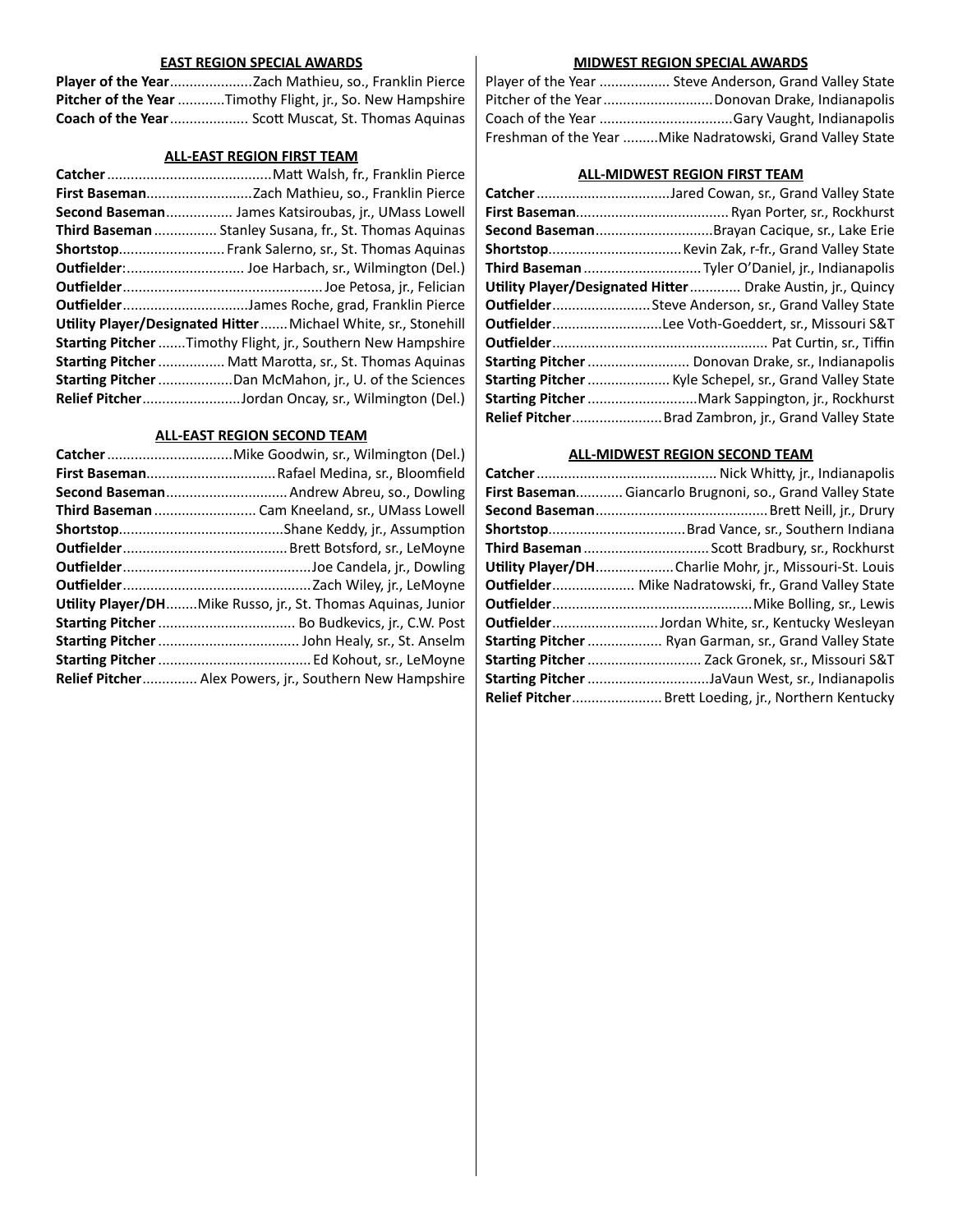### EAST REGION SPECIAL AWARDS

**Player of the Year** .................... Zach Mathieu, so., Franklin Pierce
**Pitcher of the Year** ............ Timothy Flight, jr., So. New Hampshire
**Coach of the Year** .................... Scott Muscat, St. Thomas Aquinas

### ALL-EAST REGION FIRST TEAM

**Catcher** .......................................... Matt Walsh, fr., Franklin Pierce
**First Baseman** ........................... Zach Mathieu, so., Franklin Pierce
**Second Baseman** ................. James Katsiroubas, jr., UMass Lowell
**Third Baseman** ................ Stanley Susana, fr., St. Thomas Aquinas
**Shortstop** .......................... Frank Salerno, sr., St. Thomas Aquinas
**Outfielder**: ............................. Joe Harbach, sr., Wilmington (Del.)
**Outfielder** .................................................. Joe Petosa, jr., Felician
**Outfielder** ................................ James Roche, grad, Franklin Pierce
**Utility Player/Designated Hitter** ....... Michael White, sr., Stonehill
**Starting Pitcher** ....... Timothy Flight, jr., Southern New Hampshire
**Starting Pitcher** ................. Matt Marotta, sr., St. Thomas Aquinas
**Starting Pitcher** ................... Dan McMahon, jr., U. of the Sciences
**Relief Pitcher** ......................... Jordan Oncay, sr., Wilmington (Del.)

### ALL-EAST REGION SECOND TEAM

**Catcher** ................................ Mike Goodwin, sr., Wilmington (Del.)
**First Baseman** ................................. Rafael Medina, sr., Bloomfield
**Second Baseman** ............................... Andrew Abreu, so., Dowling
**Third Baseman** .......................... Cam Kneeland, sr., UMass Lowell
**Shortstop** ......................................... Shane Keddy, jr., Assumption
**Outfielder** .......................................... Brett Botsford, sr., LeMoyne
**Outfielder** ................................................ Joe Candela, jr., Dowling
**Outfielder** ................................................ Zach Wiley, jr., LeMoyne
**Utility Player/DH** ........ Mike Russo, jr., St. Thomas Aquinas, Junior
**Starting Pitcher** ................................... Bo Budkevics, jr., C.W. Post
**Starting Pitcher** .................................... John Healy, sr., St. Anselm
**Starting Pitcher** ....................................... Ed Kohout, sr., LeMoyne
**Relief Pitcher** .............. Alex Powers, jr., Southern New Hampshire

### MIDWEST REGION SPECIAL AWARDS

Player of the Year .................. Steve Anderson, Grand Valley State
Pitcher of the Year ............................ Donovan Drake, Indianapolis
Coach of the Year .................................. Gary Vaught, Indianapolis
Freshman of the Year ......... Mike Nadratowski, Grand Valley State

### ALL-MIDWEST REGION FIRST TEAM

**Catcher** .................................. Jared Cowan, sr., Grand Valley State
**First Baseman** ....................................... Ryan Porter, sr., Rockhurst
**Second Baseman** .............................. Brayan Cacique, sr., Lake Erie
**Shortstop** .................................. Kevin Zak, r-fr., Grand Valley State
**Third Baseman** .............................. Tyler O'Daniel, jr., Indianapolis
**Utility Player/Designated Hitter** ............. Drake Austin, jr., Quincy
**Outfielder** ......................... Steve Anderson, sr., Grand Valley State
**Outfielder** ............................ Lee Voth-Goeddert, sr., Missouri S&T
**Outfielder** ....................................................... Pat Curtin, sr., Tiffin
**Starting Pitcher** .......................... Donovan Drake, sr., Indianapolis
**Starting Pitcher** ..................... Kyle Schepel, sr., Grand Valley State
**Starting Pitcher** ............................ Mark Sappington, jr., Rockhurst
**Relief Pitcher** ....................... Brad Zambron, jr., Grand Valley State

### ALL-MIDWEST REGION SECOND TEAM

**Catcher** .............................................. Nick Whitty, jr., Indianapolis
**First Baseman** ............ Giancarlo Brugnoni, so., Grand Valley State
**Second Baseman** ............................................ Brett Neill, jr., Drury
**Shortstop** ................................... Brad Vance, sr., Southern Indiana
**Third Baseman** ................................ Scott Bradbury, sr., Rockhurst
**Utility Player/DH** .................... Charlie Mohr, jr., Missouri-St. Louis
**Outfielder** ..................... Mike Nadratowski, fr., Grand Valley State
**Outfielder** ................................................... Mike Bolling, sr., Lewis
**Outfielder** ........................... Jordan White, sr., Kentucky Wesleyan
**Starting Pitcher** ................... Ryan Garman, sr., Grand Valley State
**Starting Pitcher** ............................. Zack Gronek, sr., Missouri S&T
**Starting Pitcher** ............................... JaVaun West, sr., Indianapolis
**Relief Pitcher** ....................... Brett Loeding, jr., Northern Kentucky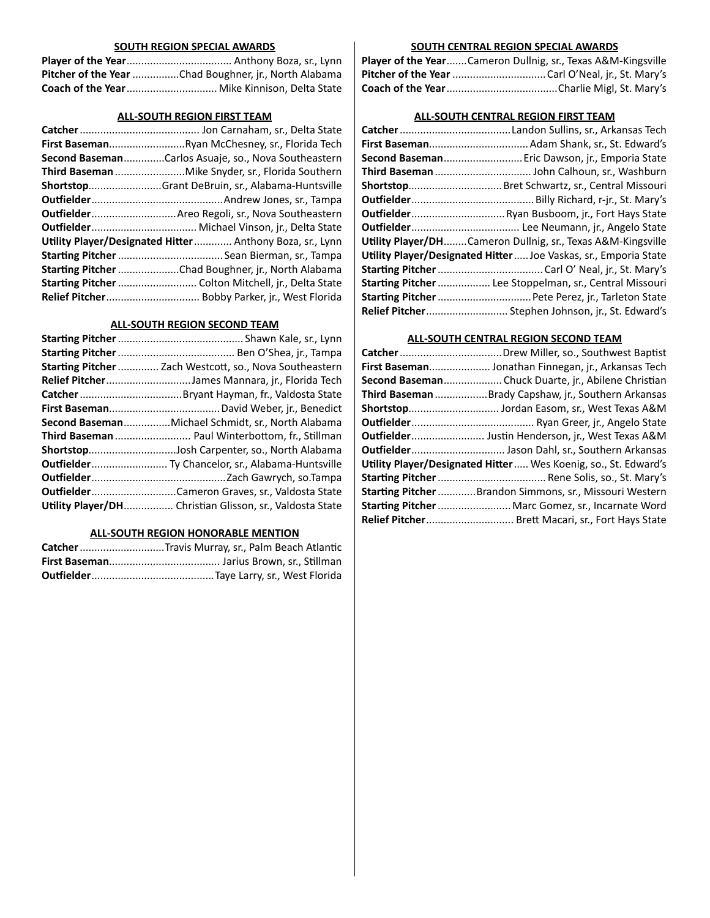#### SOUTH REGION SPECIAL AWARDS

**Player of the Year**.................................... Anthony Boza, sr., Lynn
**Pitcher of the Year** ................Chad Boughner, jr., North Alabama
**Coach of the Year**............................... Mike Kinnison, Delta State

#### ALL-SOUTH REGION FIRST TEAM

**Catcher**......................................... Jon Carnaham, sr., Delta State
**First Baseman**..........................Ryan McChesney, sr., Florida Tech
**Second Baseman**..............Carlos Asuaje, so., Nova Southeastern
**Third Baseman**........................Mike Snyder, sr., Florida Southern
**Shortstop**.........................Grant DeBruin, sr., Alabama-Huntsville
**Outfielder**............................................Andrew Jones, sr., Tampa
**Outfielder**.............................Areo Regoli, sr., Nova Southeastern
**Outfielder**.................................... Michael Vinson, jr., Delta State
**Utility Player/Designated Hitter**............. Anthony Boza, sr., Lynn
**Starting Pitcher**.................................... Sean Bierman, sr., Tampa
**Starting Pitcher**.....................Chad Boughner, jr., North Alabama
**Starting Pitcher**........................... Colton Mitchell, jr., Delta State
**Relief Pitcher**................................ Bobby Parker, jr., West Florida

#### ALL-SOUTH REGION SECOND TEAM

**Starting Pitcher**........................................... Shawn Kale, sr., Lynn
**Starting Pitcher**........................................ Ben O'Shea, jr., Tampa
**Starting Pitcher**.............. Zach Westcott, so., Nova Southeastern
**Relief Pitcher**.............................James Mannara, jr., Florida Tech
**Catcher**...................................Bryant Hayman, fr., Valdosta State
**First Baseman**......................................David Weber, jr., Benedict
**Second Baseman**................Michael Schmidt, sr., North Alabama
**Third Baseman**.......................... Paul Winterbottom, fr., Stillman
**Shortstop**..............................Josh Carpenter, so., North Alabama
**Outfielder**.......................... Ty Chancelor, sr., Alabama-Huntsville
**Outfielder**..............................................Zach Gawrych, so.Tampa
**Outfielder**.............................Cameron Graves, sr., Valdosta State
**Utility Player/DH**................. Christian Glisson, sr., Valdosta State

#### ALL-SOUTH REGION HONORABLE MENTION

**Catcher**.............................Travis Murray, sr., Palm Beach Atlantic
**First Baseman**...................................... Jarius Brown, sr., Stillman
**Outfielder**..........................................Taye Larry, sr., West Florida

#### SOUTH CENTRAL REGION SPECIAL AWARDS

**Player of the Year**.......Cameron Dullnig, sr., Texas A&M-Kingsville
**Pitcher of the Year** ................................Carl O'Neal, jr., St. Mary's
**Coach of the Year**......................................Charlie Migl, St. Mary's

#### ALL-SOUTH CENTRAL REGION FIRST TEAM

**Catcher**......................................Landon Sullins, sr., Arkansas Tech
**First Baseman**.................................. Adam Shank, sr., St. Edward's
**Second Baseman**...........................Eric Dawson, jr., Emporia State
**Third Baseman**................................. John Calhoun, sr., Washburn
**Shortstop**................................ Bret Schwartz, sr., Central Missouri
**Outfielder**.......................................... Billy Richard, r-jr., St. Mary's
**Outfielder**................................Ryan Busboom, jr., Fort Hays State
**Outfielder**..................................... Lee Neumann, jr., Angelo State
**Utility Player/DH**........Cameron Dullnig, sr., Texas A&M-Kingsville
**Utility Player/Designated Hitter**.....Joe Vaskas, sr., Emporia State
**Starting Pitcher**.................................... Carl O' Neal, jr., St. Mary's
**Starting Pitcher**.................. Lee Stoppelman, sr., Central Missouri
**Starting Pitcher**................................Pete Perez, jr., Tarleton State
**Relief Pitcher**............................ Stephen Johnson, jr., St. Edward's

#### ALL-SOUTH CENTRAL REGION SECOND TEAM

**Catcher**...................................Drew Miller, so., Southwest Baptist
**First Baseman**..................... Jonathan Finnegan, jr., Arkansas Tech
**Second Baseman**.................... Chuck Duarte, jr., Abilene Christian
**Third Baseman**..................Brady Capshaw, jr., Southern Arkansas
**Shortstop**............................... Jordan Easom, sr., West Texas A&M
**Outfielder**.......................................... Ryan Greer, jr., Angelo State
**Outfielder**......................... Justin Henderson, jr., West Texas A&M
**Outfielder**................................ Jason Dahl, sr., Southern Arkansas
**Utility Player/Designated Hitter**..... Wes Koenig, so., St. Edward's
**Starting Pitcher**..................................... Rene Solis, so., St. Mary's
**Starting Pitcher**.............Brandon Simmons, sr., Missouri Western
**Starting Pitcher**......................... Marc Gomez, sr., Incarnate Word
**Relief Pitcher**.............................. Brett Macari, sr., Fort Hays State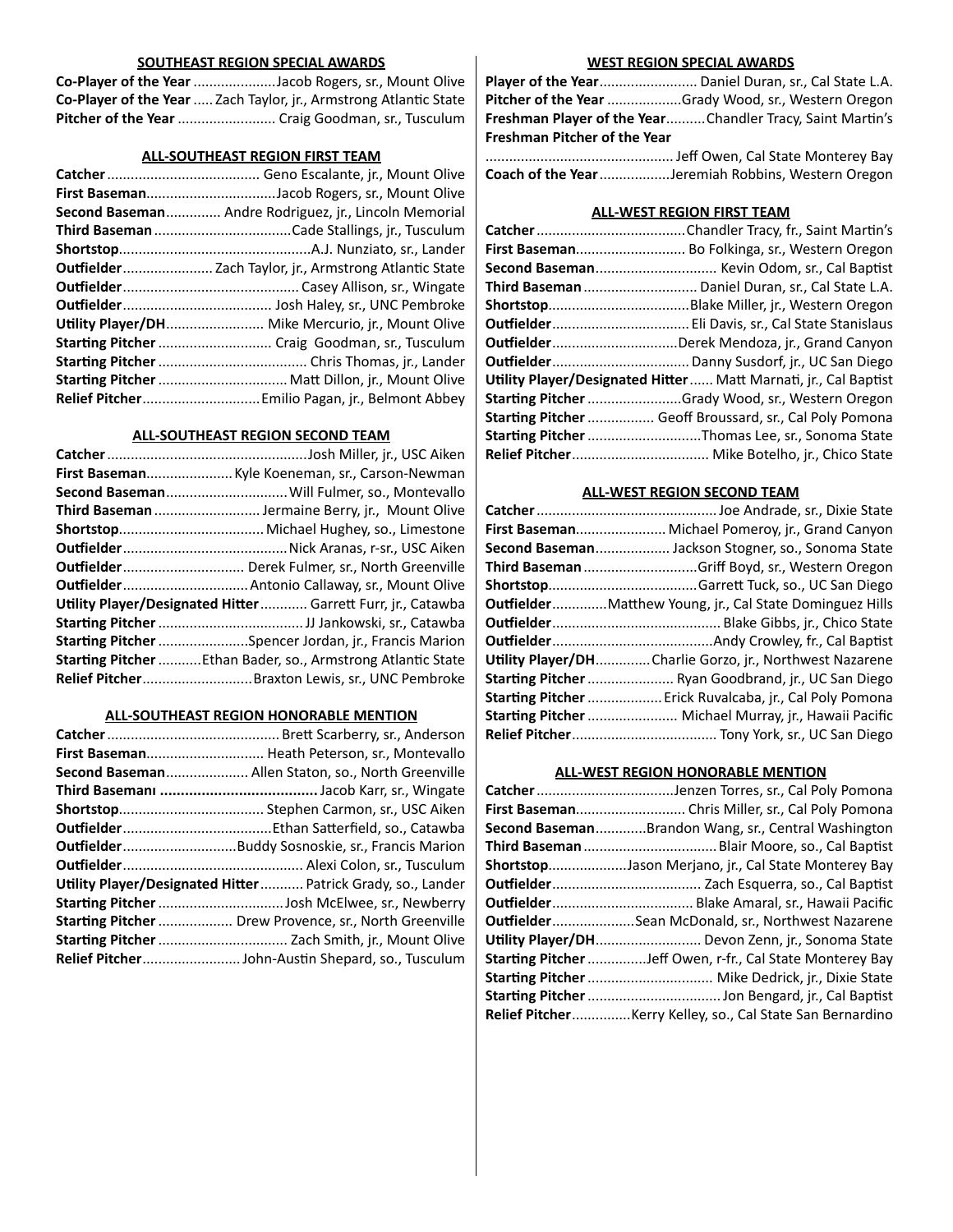## SOUTHEAST REGION SPECIAL AWARDS

**Co-Player of the Year** ..................... Jacob Rogers, sr., Mount Olive
**Co-Player of the Year** ..... Zach Taylor, jr., Armstrong Atlantic State
**Pitcher of the Year** ......................... Craig Goodman, sr., Tusculum

## ALL-SOUTHEAST REGION FIRST TEAM

**Catcher** ....................................... Geno Escalante, jr., Mount Olive
**First Baseman**................................. Jacob Rogers, sr., Mount Olive
**Second Baseman**.............. Andre Rodriguez, jr., Lincoln Memorial
**Third Baseman** .................................. Cade Stallings, jr., Tusculum
**Shortstop**................................................. A.J. Nunziato, sr., Lander
**Outfielder**....................... Zach Taylor, jr., Armstrong Atlantic State
**Outfielder**............................................ Casey Allison, sr., Wingate
**Outfielder**..................................... Josh Haley, sr., UNC Pembroke
**Utility Player/DH**......................... Mike Mercurio, jr., Mount Olive
**Starting Pitcher** ............................. Craig Goodman, sr., Tusculum
**Starting Pitcher** ...................................... Chris Thomas, jr., Lander
**Starting Pitcher** ................................ Matt Dillon, jr., Mount Olive
**Relief Pitcher**............................. Emilio Pagan, jr., Belmont Abbey

## ALL-SOUTHEAST REGION SECOND TEAM

**Catcher** ................................................... Josh Miller, jr., USC Aiken
**First Baseman**...................... Kyle Koeneman, sr., Carson-Newman
**Second Baseman**.............................. Will Fulmer, so., Montevallo
**Third Baseman** ........................... Jermaine Berry, jr., Mount Olive
**Shortstop**..................................... Michael Hughey, so., Limestone
**Outfielder**......................................... Nick Aranas, r-sr., USC Aiken
**Outfielder**............................... Derek Fulmer, sr., North Greenville
**Outfielder**.............................. Antonio Callaway, sr., Mount Olive
**Utility Player/Designated Hitter**............ Garrett Furr, jr., Catawba
**Starting Pitcher** ..................................... JJ Jankowski, sr., Catawba
**Starting Pitcher** ....................... Spencer Jordan, jr., Francis Marion
**Starting Pitcher** ........... Ethan Bader, so., Armstrong Atlantic State
**Relief Pitcher**............................ Braxton Lewis, sr., UNC Pembroke

## ALL-SOUTHEAST REGION HONORABLE MENTION

**Catcher** ............................................ Brett Scarberry, sr., Anderson
**First Baseman**............................. Heath Peterson, sr., Montevallo
**Second Baseman**..................... Allen Staton, so., North Greenville
**Third Basemanı** ...................................... Jacob Karr, sr., Wingate
**Shortstop**..................................... Stephen Carmon, sr., USC Aiken
**Outfielder**...................................... Ethan Satterfield, so., Catawba
**Outfielder**............................ Buddy Sosnoskie, sr., Francis Marion
**Outfielder**............................................. Alexi Colon, sr., Tusculum
**Utility Player/Designated Hitter**........... Patrick Grady, so., Lander
**Starting Pitcher** ................................ Josh McElwee, sr., Newberry
**Starting Pitcher** ................... Drew Provence, sr., North Greenville
**Starting Pitcher** ................................. Zach Smith, jr., Mount Olive
**Relief Pitcher**......................... John-Austin Shepard, so., Tusculum

## WEST REGION SPECIAL AWARDS

**Player of the Year**......................... Daniel Duran, sr., Cal State L.A.
**Pitcher of the Year** ................... Grady Wood, sr., Western Oregon
**Freshman Player of the Year**.......... Chandler Tracy, Saint Martin's
**Freshman Pitcher of the Year**
................................................ Jeff Owen, Cal State Monterey Bay
**Coach of the Year**.................. Jeremiah Robbins, Western Oregon

## ALL-WEST REGION FIRST TEAM

**Catcher** ...................................... Chandler Tracy, fr., Saint Martin's
**First Baseman**............................ Bo Folkinga, sr., Western Oregon
**Second Baseman**............................... Kevin Odom, sr., Cal Baptist
**Third Baseman** ............................ Daniel Duran, sr., Cal State L.A.
**Shortstop**.................................... Blake Miller, jr., Western Oregon
**Outfielder**.................................. Eli Davis, sr., Cal State Stanislaus
**Outfielder**................................ Derek Mendoza, jr., Grand Canyon
**Outfielder**................................... Danny Susdorf, jr., UC San Diego
**Utility Player/Designated Hitter**...... Matt Marnati, jr., Cal Baptist
**Starting Pitcher** ........................ Grady Wood, sr., Western Oregon
**Starting Pitcher** ................. Geoff Broussard, sr., Cal Poly Pomona
**Starting Pitcher** ............................ Thomas Lee, sr., Sonoma State
**Relief Pitcher**................................... Mike Botelho, jr., Chico State

## ALL-WEST REGION SECOND TEAM

**Catcher** .............................................. Joe Andrade, sr., Dixie State
**First Baseman**....................... Michael Pomeroy, jr., Grand Canyon
**Second Baseman**................... Jackson Stogner, so., Sonoma State
**Third Baseman** ............................ Griff Boyd, sr., Western Oregon
**Shortstop**...................................... Garrett Tuck, so., UC San Diego
**Outfielder**............. Matthew Young, jr., Cal State Dominguez Hills
**Outfielder**........................................... Blake Gibbs, jr., Chico State
**Outfielder**......................................... Andy Crowley, fr., Cal Baptist
**Utility Player/DH**............. Charlie Gorzo, jr., Northwest Nazarene
**Starting Pitcher** ...................... Ryan Goodbrand, jr., UC San Diego
**Starting Pitcher** ................... Erick Ruvalcaba, jr., Cal Poly Pomona
**Starting Pitcher** ....................... Michael Murray, jr., Hawaii Pacific
**Relief Pitcher**..................................... Tony York, sr., UC San Diego

## ALL-WEST REGION HONORABLE MENTION

**Catcher** ................................... Jenzen Torres, sr., Cal Poly Pomona
**First Baseman**............................ Chris Miller, sr., Cal Poly Pomona
**Second Baseman**............. Brandon Wang, sr., Central Washington
**Third Baseman** .................................. Blair Moore, so., Cal Baptist
**Shortstop**.................... Jason Merjano, jr., Cal State Monterey Bay
**Outfielder**...................................... Zach Esquerra, so., Cal Baptist
**Outfielder**.................................... Blake Amaral, sr., Hawaii Pacific
**Outfielder**..................... Sean McDonald, sr., Northwest Nazarene
**Utility Player/DH**........................... Devon Zenn, jr., Sonoma State
**Starting Pitcher** ............... Jeff Owen, r-fr., Cal State Monterey Bay
**Starting Pitcher** ................................ Mike Dedrick, jr., Dixie State
**Starting Pitcher** .................................. Jon Bengard, jr., Cal Baptist
**Relief Pitcher**............... Kerry Kelley, so., Cal State San Bernardino